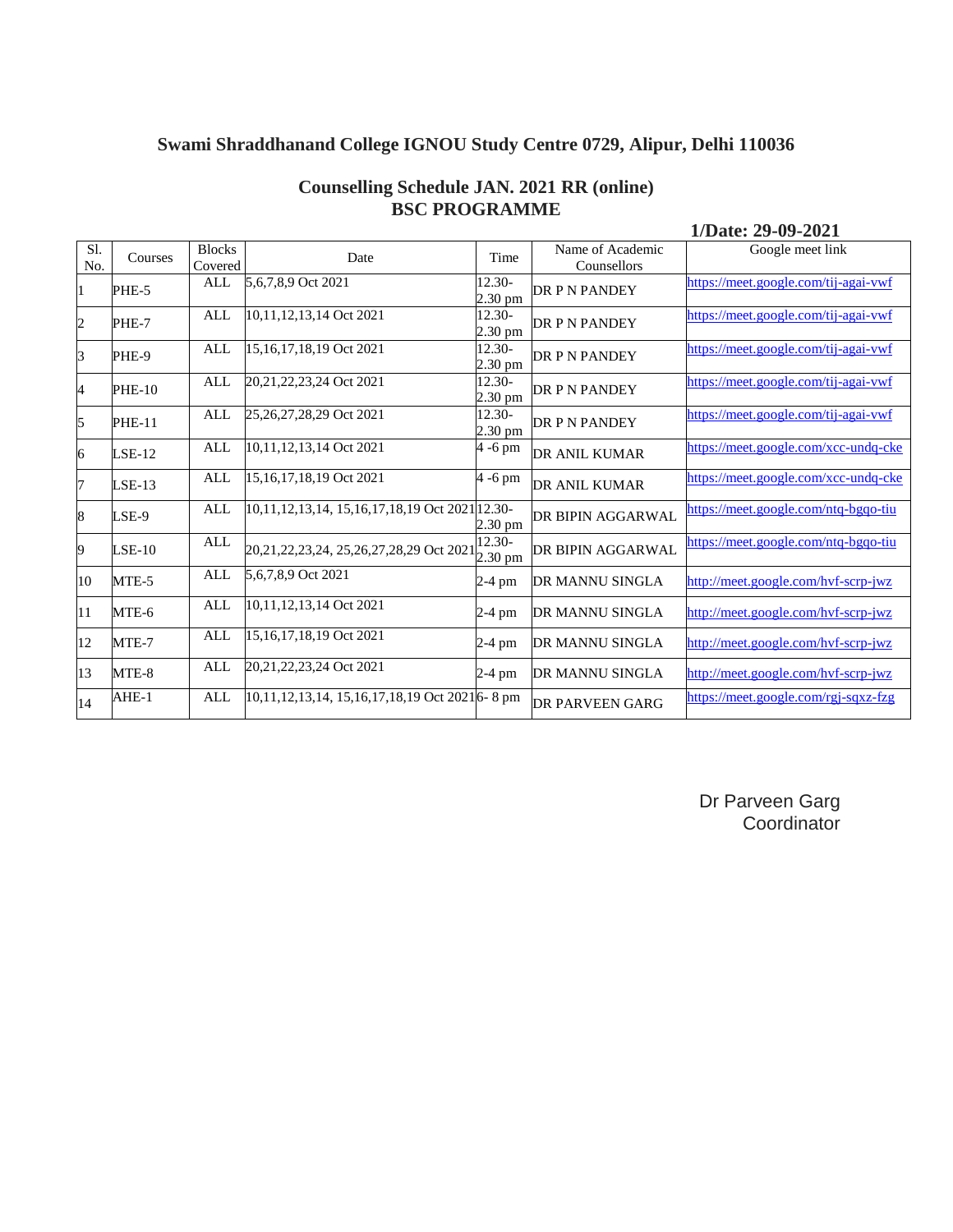# Swami Shraddhanand College IGNOU Study Centre 0729, Alipur, Delhi 110036

## Counselling Schedule JAN. 2021 RR (online)
## BSC PROGRAMME

**1/Date: 29-09-2021**

| Sl. No. | Courses | Blocks Covered | Date | Time | Name of Academic Counsellors | Google meet link |
|---|---|---|---|---|---|---|
| 1 | PHE-5 | ALL | 5,6,7,8,9 Oct 2021 | 12.30-2.30 pm | DR P N PANDEY | https://meet.google.com/tij-agai-vwf |
| 2 | PHE-7 | ALL | 10,11,12,13,14 Oct 2021 | 12.30-2.30 pm | DR P N PANDEY | https://meet.google.com/tij-agai-vwf |
| 3 | PHE-9 | ALL | 15,16,17,18,19 Oct 2021 | 12.30-2.30 pm | DR P N PANDEY | https://meet.google.com/tij-agai-vwf |
| 4 | PHE-10 | ALL | 20,21,22,23,24 Oct 2021 | 12.30-2.30 pm | DR P N PANDEY | https://meet.google.com/tij-agai-vwf |
| 5 | PHE-11 | ALL | 25,26,27,28,29 Oct 2021 | 12.30-2.30 pm | DR P N PANDEY | https://meet.google.com/tij-agai-vwf |
| 6 | LSE-12 | ALL | 10,11,12,13,14 Oct 2021 | 4 -6 pm | DR ANIL KUMAR | https://meet.google.com/xcc-undq-cke |
| 7 | LSE-13 | ALL | 15,16,17,18,19 Oct 2021 | 4 -6 pm | DR ANIL KUMAR | https://meet.google.com/xcc-undq-cke |
| 8 | LSE-9 | ALL | 10,11,12,13,14, 15,16,17,18,19 Oct 2021 | 12.30-2.30 pm | DR BIPIN AGGARWAL | https://meet.google.com/ntq-bgqo-tiu |
| 9 | LSE-10 | ALL | 20,21,22,23,24, 25,26,27,28,29 Oct 2021 | 12.30-2.30 pm | DR BIPIN AGGARWAL | https://meet.google.com/ntq-bgqo-tiu |
| 10 | MTE-5 | ALL | 5,6,7,8,9 Oct 2021 | 2-4 pm | DR MANNU SINGLA | http://meet.google.com/hvf-scrp-jwz |
| 11 | MTE-6 | ALL | 10,11,12,13,14 Oct 2021 | 2-4 pm | DR MANNU SINGLA | http://meet.google.com/hvf-scrp-jwz |
| 12 | MTE-7 | ALL | 15,16,17,18,19 Oct 2021 | 2-4 pm | DR MANNU SINGLA | http://meet.google.com/hvf-scrp-jwz |
| 13 | MTE-8 | ALL | 20,21,22,23,24 Oct 2021 | 2-4 pm | DR MANNU SINGLA | http://meet.google.com/hvf-scrp-jwz |
| 14 | AHE-1 | ALL | 10,11,12,13,14, 15,16,17,18,19 Oct 2021 | 6- 8 pm | DR PARVEEN GARG | https://meet.google.com/rgj-sqxz-fzg |

Dr Parveen Garg
Coordinator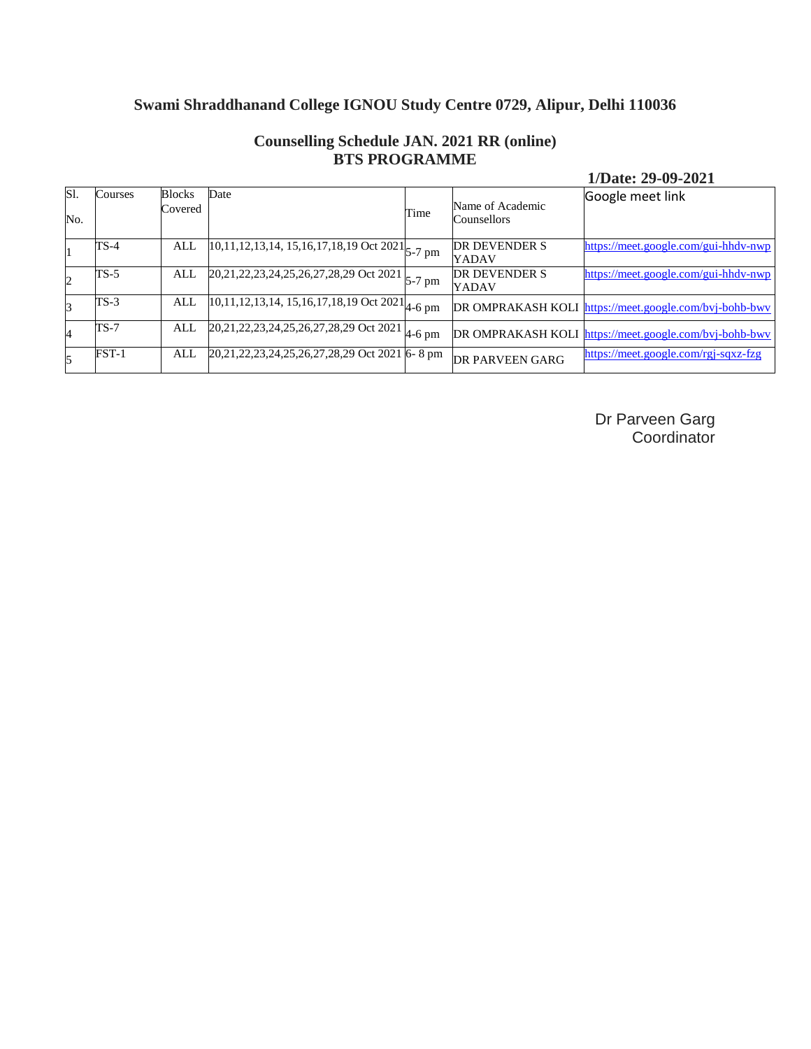## Swami Shraddhanand College IGNOU Study Centre 0729, Alipur, Delhi 110036

### Counselling Schedule JAN. 2021 RR (online)
### BTS PROGRAMME

**1/Date: 29-09-2021**

| Sl. No. | Courses | Blocks Covered | Date | Time | Name of Academic Counsellors | Google meet link |
|---|---|---|---|---|---|---|
| 1 | TS-4 | ALL | 10,11,12,13,14, 15,16,17,18,19 Oct 2021 | 5-7 pm | DR DEVENDER S YADAV | https://meet.google.com/gui-hhdv-nwp |
| 2 | TS-5 | ALL | 20,21,22,23,24,25,26,27,28,29 Oct 2021 | 5-7 pm | DR DEVENDER S YADAV | https://meet.google.com/gui-hhdv-nwp |
| 3 | TS-3 | ALL | 10,11,12,13,14, 15,16,17,18,19 Oct 2021 | 4-6 pm | DR OMPRAKASH KOLI | https://meet.google.com/bvj-bohb-bwv |
| 4 | TS-7 | ALL | 20,21,22,23,24,25,26,27,28,29 Oct 2021 | 4-6 pm | DR OMPRAKASH KOLI | https://meet.google.com/bvj-bohb-bwv |
| 5 | FST-1 | ALL | 20,21,22,23,24,25,26,27,28,29 Oct 2021 | 6- 8 pm | DR PARVEEN GARG | https://meet.google.com/rgj-sqxz-fzg |

Dr Parveen Garg
Coordinator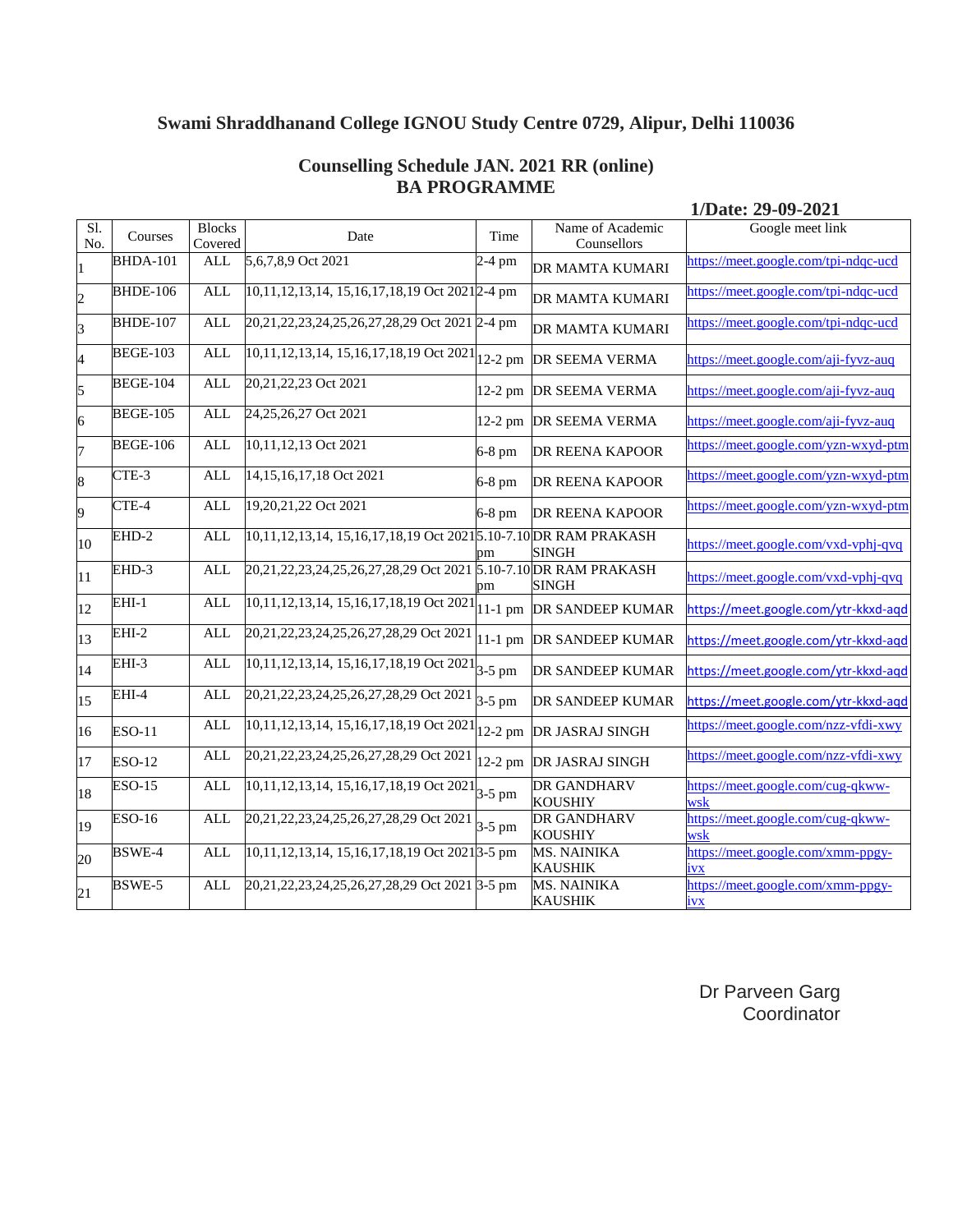## Swami Shraddhanand College IGNOU Study Centre 0729, Alipur, Delhi 110036

### Counselling Schedule JAN. 2021 RR (online)
### BA PROGRAMME

**1/Date: 29-09-2021**

| Sl. No. | Courses | Blocks Covered | Date | Time | Name of Academic Counsellors | Google meet link |
|---|---|---|---|---|---|---|
| 1 | BHDA-101 | ALL | 5,6,7,8,9 Oct 2021 | 2-4 pm | DR MAMTA KUMARI | https://meet.google.com/tpi-ndqc-ucd |
| 2 | BHDE-106 | ALL | 10,11,12,13,14, 15,16,17,18,19 Oct 2021 | 2-4 pm | DR MAMTA KUMARI | https://meet.google.com/tpi-ndqc-ucd |
| 3 | BHDE-107 | ALL | 20,21,22,23,24,25,26,27,28,29 Oct 2021 | 2-4 pm | DR MAMTA KUMARI | https://meet.google.com/tpi-ndqc-ucd |
| 4 | BEGE-103 | ALL | 10,11,12,13,14, 15,16,17,18,19 Oct 2021 | 12-2 pm | DR SEEMA VERMA | https://meet.google.com/aji-fyvz-auq |
| 5 | BEGE-104 | ALL | 20,21,22,23 Oct 2021 | 12-2 pm | DR SEEMA VERMA | https://meet.google.com/aji-fyvz-auq |
| 6 | BEGE-105 | ALL | 24,25,26,27 Oct 2021 | 12-2 pm | DR SEEMA VERMA | https://meet.google.com/aji-fyvz-auq |
| 7 | BEGE-106 | ALL | 10,11,12,13 Oct 2021 | 6-8 pm | DR REENA KAPOOR | https://meet.google.com/yzn-wxyd-ptm |
| 8 | CTE-3 | ALL | 14,15,16,17,18 Oct 2021 | 6-8 pm | DR REENA KAPOOR | https://meet.google.com/yzn-wxyd-ptm |
| 9 | CTE-4 | ALL | 19,20,21,22 Oct 2021 | 6-8 pm | DR REENA KAPOOR | https://meet.google.com/yzn-wxyd-ptm |
| 10 | EHD-2 | ALL | 10,11,12,13,14, 15,16,17,18,19 Oct 2021 | 5.10-7.10 pm | DR RAM PRAKASH SINGH | https://meet.google.com/vxd-vphj-qvq |
| 11 | EHD-3 | ALL | 20,21,22,23,24,25,26,27,28,29 Oct 2021 | 5.10-7.10 pm | DR RAM PRAKASH SINGH | https://meet.google.com/vxd-vphj-qvq |
| 12 | EHI-1 | ALL | 10,11,12,13,14, 15,16,17,18,19 Oct 2021 | 11-1 pm | DR SANDEEP KUMAR | https://meet.google.com/ytr-kkxd-aqd |
| 13 | EHI-2 | ALL | 20,21,22,23,24,25,26,27,28,29 Oct 2021 | 11-1 pm | DR SANDEEP KUMAR | https://meet.google.com/ytr-kkxd-aqd |
| 14 | EHI-3 | ALL | 10,11,12,13,14, 15,16,17,18,19 Oct 2021 | 3-5 pm | DR SANDEEP KUMAR | https://meet.google.com/ytr-kkxd-aqd |
| 15 | EHI-4 | ALL | 20,21,22,23,24,25,26,27,28,29 Oct 2021 | 3-5 pm | DR SANDEEP KUMAR | https://meet.google.com/ytr-kkxd-aqd |
| 16 | ESO-11 | ALL | 10,11,12,13,14, 15,16,17,18,19 Oct 2021 | 12-2 pm | DR JASRAJ SINGH | https://meet.google.com/nzz-vfdi-xwy |
| 17 | ESO-12 | ALL | 20,21,22,23,24,25,26,27,28,29 Oct 2021 | 12-2 pm | DR JASRAJ SINGH | https://meet.google.com/nzz-vfdi-xwy |
| 18 | ESO-15 | ALL | 10,11,12,13,14, 15,16,17,18,19 Oct 2021 | 3-5 pm | DR GANDHARV KOUSHIY | https://meet.google.com/cug-qkww-wsk |
| 19 | ESO-16 | ALL | 20,21,22,23,24,25,26,27,28,29 Oct 2021 | 3-5 pm | DR GANDHARV KOUSHIY | https://meet.google.com/cug-qkww-wsk |
| 20 | BSWE-4 | ALL | 10,11,12,13,14, 15,16,17,18,19 Oct 2021 | 3-5 pm | MS. NAINIKA KAUSHIK | https://meet.google.com/xmm-ppgy-ivx |
| 21 | BSWE-5 | ALL | 20,21,22,23,24,25,26,27,28,29 Oct 2021 | 3-5 pm | MS. NAINIKA KAUSHIK | https://meet.google.com/xmm-ppgy-ivx |

Dr Parveen Garg
Coordinator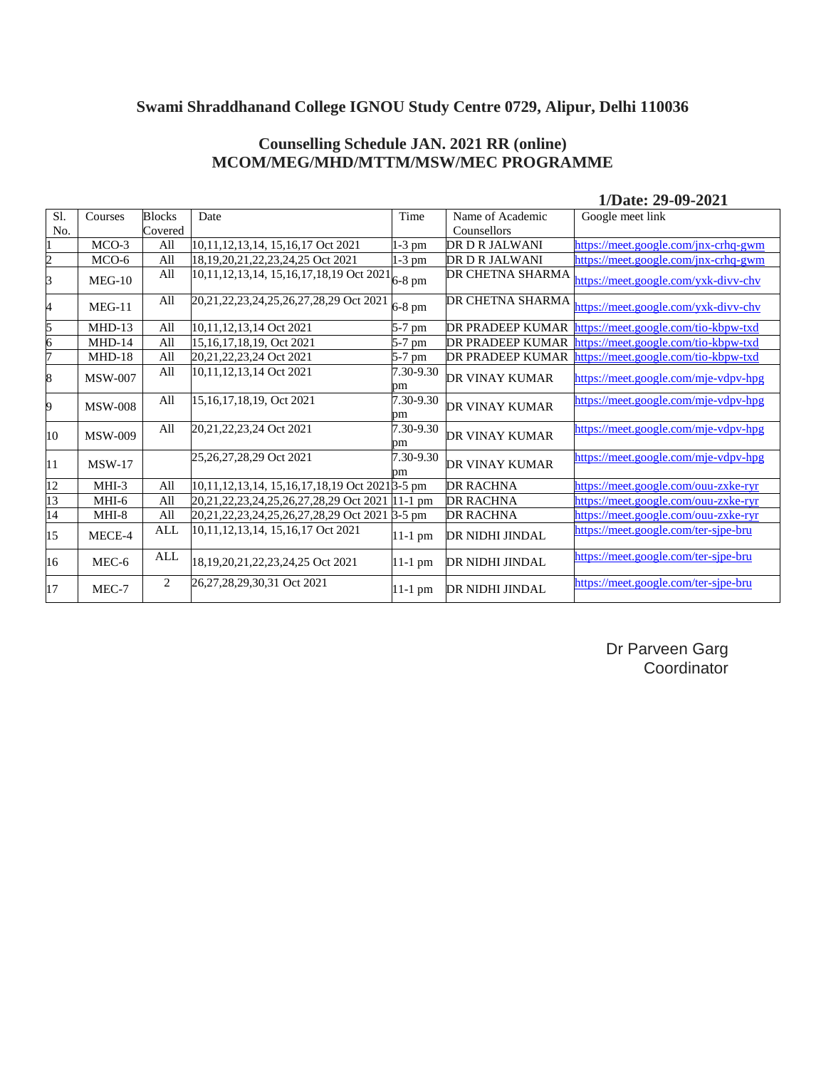## Swami Shraddhanand College IGNOU Study Centre 0729, Alipur, Delhi 110036

### Counselling Schedule JAN. 2021 RR (online)
### MCOM/MEG/MHD/MTTM/MSW/MEC PROGRAMME

**1/Date: 29-09-2021**

| Sl. No. | Courses | Blocks Covered | Date | Time | Name of Academic Counsellors | Google meet link |
|---|---|---|---|---|---|---|
| 1 | MCO-3 | All | 10,11,12,13,14, 15,16,17 Oct 2021 | 1-3 pm | DR D R JALWANI | https://meet.google.com/jnx-crhq-gwm |
| 2 | MCO-6 | All | 18,19,20,21,22,23,24,25 Oct 2021 | 1-3 pm | DR D R JALWANI | https://meet.google.com/jnx-crhq-gwm |
| 3 | MEG-10 | All | 10,11,12,13,14, 15,16,17,18,19 Oct 2021 | 6-8 pm | DR CHETNA SHARMA | https://meet.google.com/yxk-divv-chv |
| 4 | MEG-11 | All | 20,21,22,23,24,25,26,27,28,29 Oct 2021 | 6-8 pm | DR CHETNA SHARMA | https://meet.google.com/yxk-divv-chv |
| 5 | MHD-13 | All | 10,11,12,13,14 Oct 2021 | 5-7 pm | DR PRADEEP KUMAR | https://meet.google.com/tio-kbpw-txd |
| 6 | MHD-14 | All | 15,16,17,18,19, Oct 2021 | 5-7 pm | DR PRADEEP KUMAR | https://meet.google.com/tio-kbpw-txd |
| 7 | MHD-18 | All | 20,21,22,23,24 Oct 2021 | 5-7 pm | DR PRADEEP KUMAR | https://meet.google.com/tio-kbpw-txd |
| 8 | MSW-007 | All | 10,11,12,13,14 Oct 2021 | 7.30-9.30 pm | DR VINAY KUMAR | https://meet.google.com/mje-vdpv-hpg |
| 9 | MSW-008 | All | 15,16,17,18,19, Oct 2021 | 7.30-9.30 pm | DR VINAY KUMAR | https://meet.google.com/mje-vdpv-hpg |
| 10 | MSW-009 | All | 20,21,22,23,24 Oct 2021 | 7.30-9.30 pm | DR VINAY KUMAR | https://meet.google.com/mje-vdpv-hpg |
| 11 | MSW-17 | | 25,26,27,28,29 Oct 2021 | 7.30-9.30 pm | DR VINAY KUMAR | https://meet.google.com/mje-vdpv-hpg |
| 12 | MHI-3 | All | 10,11,12,13,14, 15,16,17,18,19 Oct 2021 | 3-5 pm | DR RACHNA | https://meet.google.com/ouu-zxke-ryr |
| 13 | MHI-6 | All | 20,21,22,23,24,25,26,27,28,29 Oct 2021 | 11-1 pm | DR RACHNA | https://meet.google.com/ouu-zxke-ryr |
| 14 | MHI-8 | All | 20,21,22,23,24,25,26,27,28,29 Oct 2021 | 3-5 pm | DR RACHNA | https://meet.google.com/ouu-zxke-ryr |
| 15 | MECE-4 | ALL | 10,11,12,13,14, 15,16,17 Oct 2021 | 11-1 pm | DR NIDHI JINDAL | https://meet.google.com/ter-sjpe-bru |
| 16 | MEC-6 | ALL | 18,19,20,21,22,23,24,25 Oct 2021 | 11-1 pm | DR NIDHI JINDAL | https://meet.google.com/ter-sjpe-bru |
| 17 | MEC-7 | 2 | 26,27,28,29,30,31 Oct 2021 | 11-1 pm | DR NIDHI JINDAL | https://meet.google.com/ter-sjpe-bru |

Dr Parveen Garg
Coordinator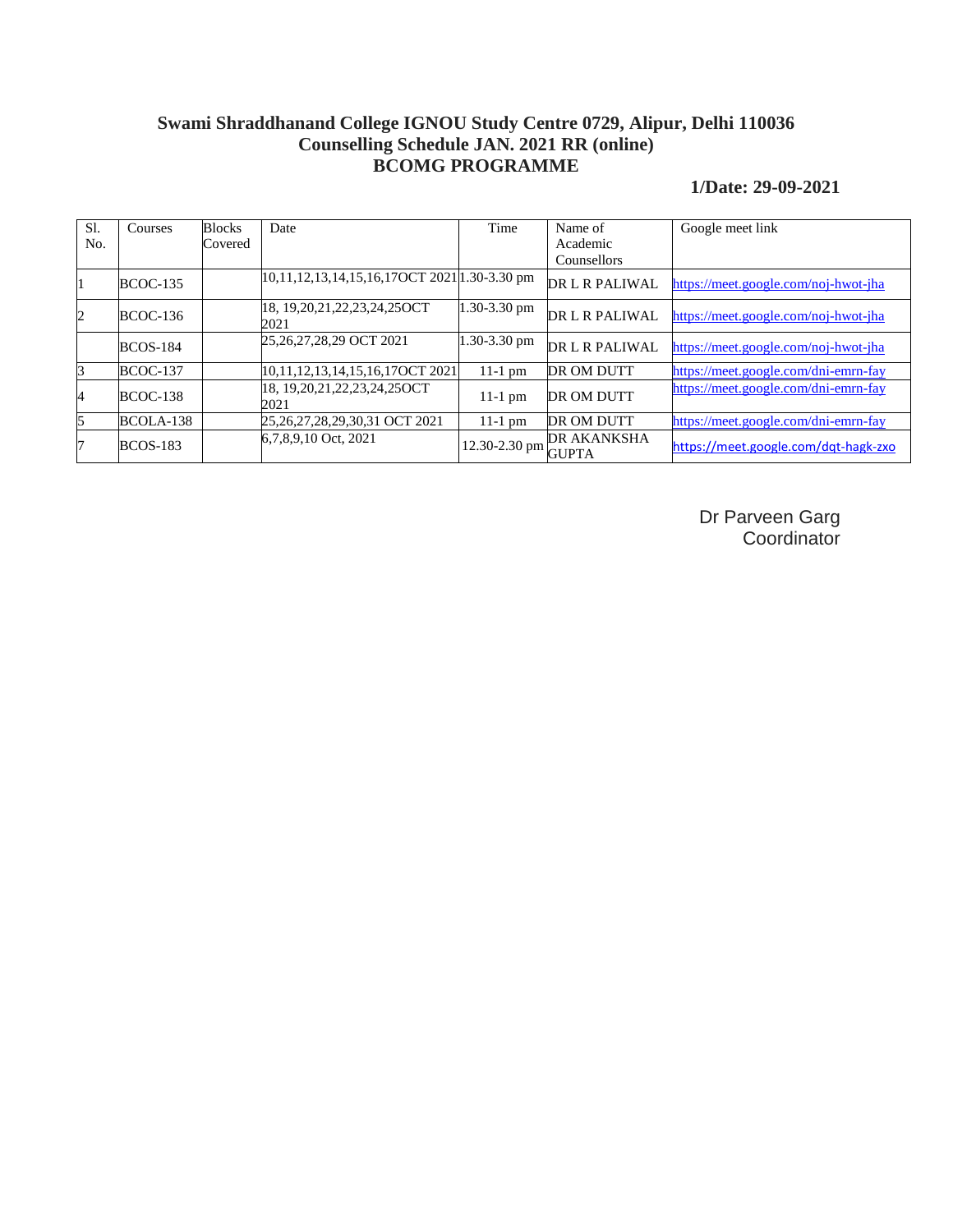**Swami Shraddhanand College IGNOU Study Centre 0729, Alipur, Delhi 110036**
**Counselling Schedule JAN. 2021 RR (online)**
**BCOMG PROGRAMME**

**1/Date: 29-09-2021**

| Sl. No. | Courses | Blocks Covered | Date | Time | Name of Academic Counsellors | Google meet link |
|---|---|---|---|---|---|---|
| 1 | BCOC-135 | | 10,11,12,13,14,15,16,17OCT 2021 | 1.30-3.30 pm | DR L R PALIWAL | https://meet.google.com/noj-hwot-jha |
| 2 | BCOC-136 | | 18, 19,20,21,22,23,24,25OCT 2021 | 1.30-3.30 pm | DR L R PALIWAL | https://meet.google.com/noj-hwot-jha |
| | BCOS-184 | | 25,26,27,28,29 OCT 2021 | 1.30-3.30 pm | DR L R PALIWAL | https://meet.google.com/noj-hwot-jha |
| 3 | BCOC-137 | | 10,11,12,13,14,15,16,17OCT 2021 | 11-1 pm | DR OM DUTT | https://meet.google.com/dni-emrn-fay |
| 4 | BCOC-138 | | 18, 19,20,21,22,23,24,25OCT 2021 | 11-1 pm | DR OM DUTT | https://meet.google.com/dni-emrn-fay |
| 5 | BCOLA-138 | | 25,26,27,28,29,30,31 OCT 2021 | 11-1 pm | DR OM DUTT | https://meet.google.com/dni-emrn-fay |
| 7 | BCOS-183 | | 6,7,8,9,10 Oct, 2021 | 12.30-2.30 pm | DR AKANKSHA GUPTA | https://meet.google.com/dqt-hagk-zxo |

Dr Parveen Garg
Coordinator